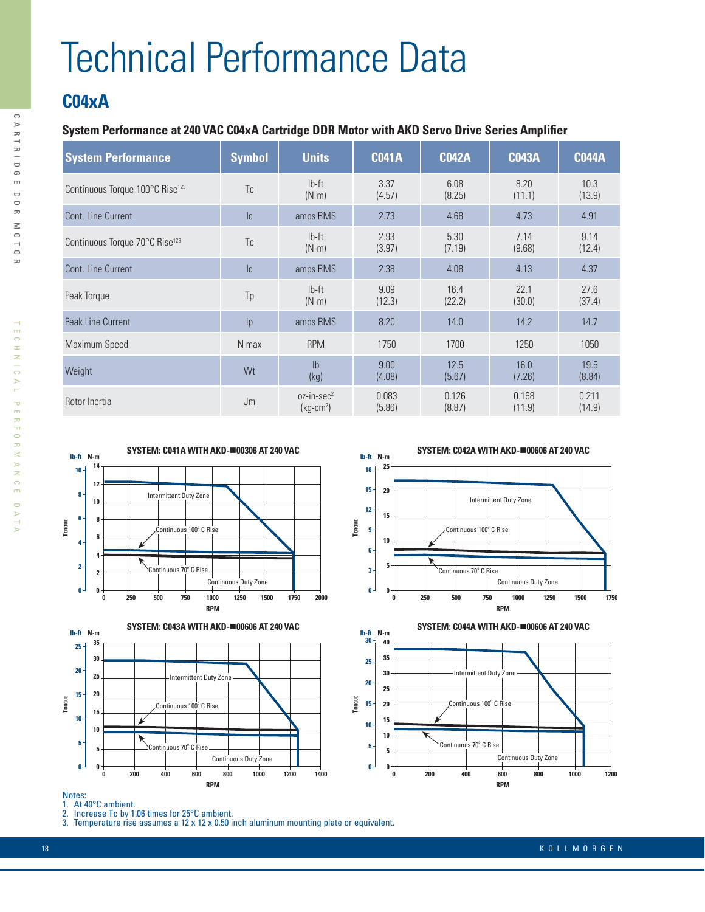# Technical Performance Data

## C04xA

### System Performance at 240 VAC C04xA Cartridge DDR Motor with AKD Servo Drive Series Amplifier

| System Performance | Symbol | Units | C041A | C042A | C043A | C044A |
|---|---|---|---|---|---|---|
| Continuous Torque 100°C Rise[123] | Tc | lb-ft (N-m) | 3.37 (4.57) | 6.08 (8.25) | 8.20 (11.1) | 10.3 (13.9) |
| Cont. Line Current | Ic | amps RMS | 2.73 | 4.68 | 4.73 | 4.91 |
| Continuous Torque 70°C Rise[123] | Tc | lb-ft (N-m) | 2.93 (3.97) | 5.30 (7.19) | 7.14 (9.68) | 9.14 (12.4) |
| Cont. Line Current | Ic | amps RMS | 2.38 | 4.08 | 4.13 | 4.37 |
| Peak Torque | Tp | lb-ft (N-m) | 9.09 (12.3) | 16.4 (22.2) | 22.1 (30.0) | 27.6 (37.4) |
| Peak Line Current | Ip | amps RMS | 8.20 | 14.0 | 14.2 | 14.7 |
| Maximum Speed | N max | RPM | 1750 | 1700 | 1250 | 1050 |
| Weight | Wt | lb (kg) | 9.00 (4.08) | 12.5 (5.67) | 16.0 (7.26) | 19.5 (8.84) |
| Rotor Inertia | Jm | oz-in-sec$^2$ (kg-cm$^2$) | 0.083 (5.86) | 0.126 (8.87) | 0.168 (11.9) | 0.211 (14.9) |

**SYSTEM: C041A WITH AKD-■00306 AT 240 VAC**

**SYSTEM: C042A WITH AKD-■00606 AT 240 VAC**

**SYSTEM: C043A WITH AKD-■00606 AT 240 VAC**

**SYSTEM: C044A WITH AKD-■00606 AT 240 VAC**

Notes:
1. At 40°C ambient.
2. Increase Tc by 1.06 times for 25°C ambient.
3. Temperature rise assumes a 12 x 12 x 0.50 inch aluminum mounting plate or equivalent.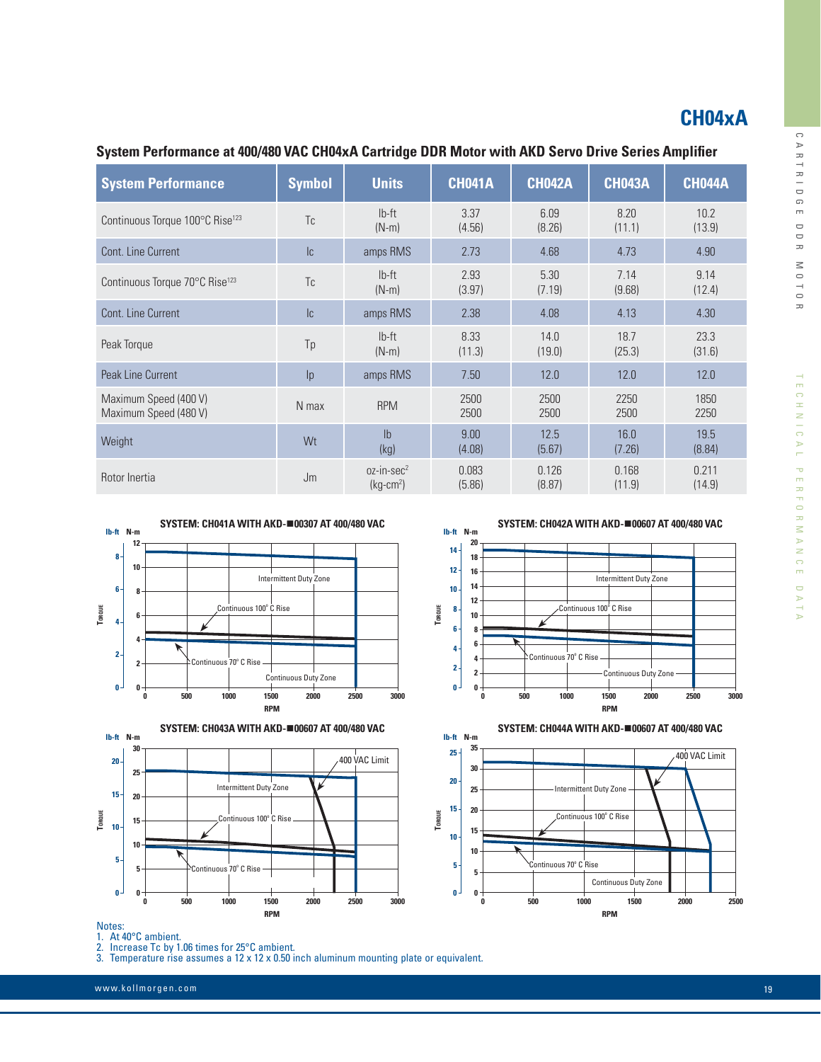# CH04xA

## System Performance at 400/480 VAC CH04xA Cartridge DDR Motor with AKD Servo Drive Series Amplifier

| System Performance | Symbol | Units | CH041A | CH042A | CH043A | CH044A |
|---|---|---|---|---|---|---|
| Continuous Torque 100°C Rise[123] | Tc | lb-ft (N-m) | 3.37 (4.56) | 6.09 (8.26) | 8.20 (11.1) | 10.2 (13.9) |
| Cont. Line Current | Ic | amps RMS | 2.73 | 4.68 | 4.73 | 4.90 |
| Continuous Torque 70°C Rise[123] | Tc | lb-ft (N-m) | 2.93 (3.97) | 5.30 (7.19) | 7.14 (9.68) | 9.14 (12.4) |
| Cont. Line Current | Ic | amps RMS | 2.38 | 4.08 | 4.13 | 4.30 |
| Peak Torque | Tp | lb-ft (N-m) | 8.33 (11.3) | 14.0 (19.0) | 18.7 (25.3) | 23.3 (31.6) |
| Peak Line Current | Ip | amps RMS | 7.50 | 12.0 | 12.0 | 12.0 |
| Maximum Speed (400 V)<br>Maximum Speed (480 V) | N max | RPM | 2500<br>2500 | 2500<br>2500 | 2250<br>2500 | 1850<br>2250 |
| Weight | Wt | lb (kg) | 9.00 (4.08) | 12.5 (5.67) | 16.0 (7.26) | 19.5 (8.84) |
| Rotor Inertia | Jm | oz-in-sec² (kg-cm²) | 0.083 (5.86) | 0.126 (8.87) | 0.168 (11.9) | 0.211 (14.9) |

**SYSTEM: CH041A WITH AKD-■00307 AT 400/480 VAC**

**SYSTEM: CH042A WITH AKD-■00607 AT 400/480 VAC**

**SYSTEM: CH043A WITH AKD-■00607 AT 400/480 VAC**

**SYSTEM: CH044A WITH AKD-■00607 AT 400/480 VAC**

Notes:
1. At 40°C ambient.
2. Increase Tc by 1.06 times for 25°C ambient.
3. Temperature rise assumes a 12 x 12 x 0.50 inch aluminum mounting plate or equivalent.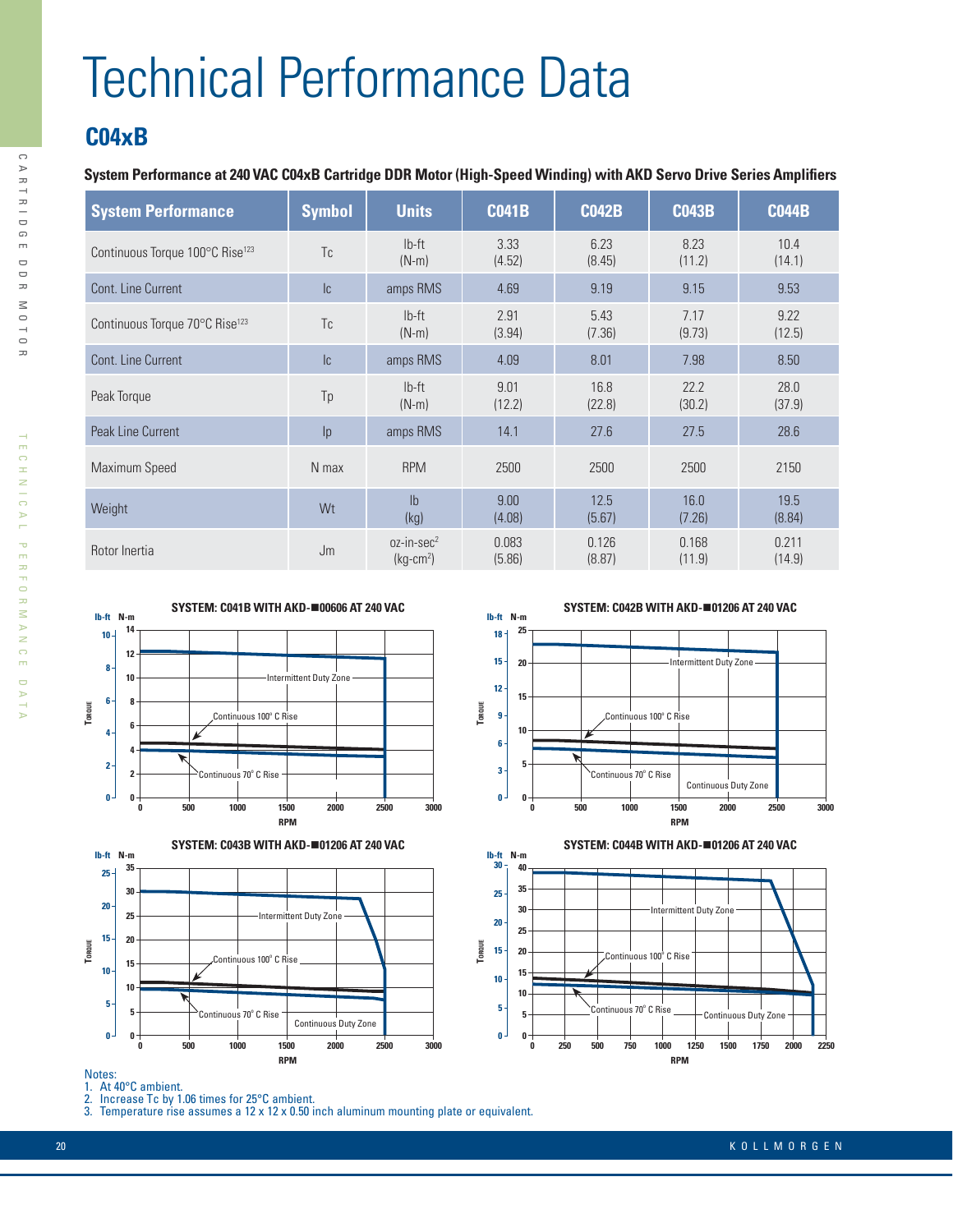# Technical Performance Data

## C04xB

**System Performance at 240 VAC C04xB Cartridge DDR Motor (High-Speed Winding) with AKD Servo Drive Series Amplifiers**

| System Performance | Symbol | Units | C041B | C042B | C043B | C044B |
|---|---|---|---|---|---|---|
| Continuous Torque 100°C Rise[123] | Tc | lb-ft (N-m) | 3.33 (4.52) | 6.23 (8.45) | 8.23 (11.2) | 10.4 (14.1) |
| Cont. Line Current | Ic | amps RMS | 4.69 | 9.19 | 9.15 | 9.53 |
| Continuous Torque 70°C Rise[123] | Tc | lb-ft (N-m) | 2.91 (3.94) | 5.43 (7.36) | 7.17 (9.73) | 9.22 (12.5) |
| Cont. Line Current | Ic | amps RMS | 4.09 | 8.01 | 7.98 | 8.50 |
| Peak Torque | Tp | lb-ft (N-m) | 9.01 (12.2) | 16.8 (22.8) | 22.2 (30.2) | 28.0 (37.9) |
| Peak Line Current | Ip | amps RMS | 14.1 | 27.6 | 27.5 | 28.6 |
| Maximum Speed | N max | RPM | 2500 | 2500 | 2500 | 2150 |
| Weight | Wt | lb (kg) | 9.00 (4.08) | 12.5 (5.67) | 16.0 (7.26) | 19.5 (8.84) |
| Rotor Inertia | Jm | oz-in-sec² (kg-cm²) | 0.083 (5.86) | 0.126 (8.87) | 0.168 (11.9) | 0.211 (14.9) |

**SYSTEM: C041B WITH AKD-■00606 AT 240 VAC**

**SYSTEM: C042B WITH AKD-■01206 AT 240 VAC**

**SYSTEM: C043B WITH AKD-■01206 AT 240 VAC**

**SYSTEM: C044B WITH AKD-■01206 AT 240 VAC**

Notes:
1. At 40°C ambient.
2. Increase Tc by 1.06 times for 25°C ambient.
3. Temperature rise assumes a 12 x 12 x 0.50 inch aluminum mounting plate or equivalent.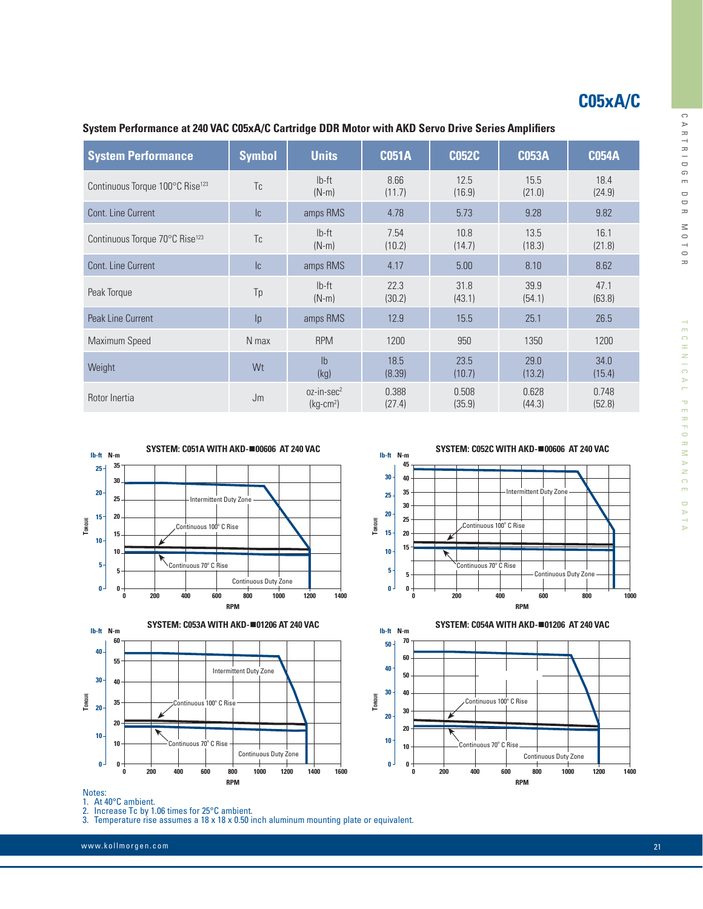# C05xA/C

### System Performance at 240 VAC C05xA/C Cartridge DDR Motor with AKD Servo Drive Series Amplifiers

| System Performance | Symbol | Units | C051A | C052C | C053A | C054A |
|---|---|---|---|---|---|---|
| Continuous Torque 100°C Rise[123] | Tc | lb-ft (N-m) | 8.66 (11.7) | 12.5 (16.9) | 15.5 (21.0) | 18.4 (24.9) |
| Cont. Line Current | Ic | amps RMS | 4.78 | 5.73 | 9.28 | 9.82 |
| Continuous Torque 70°C Rise[123] | Tc | lb-ft (N-m) | 7.54 (10.2) | 10.8 (14.7) | 13.5 (18.3) | 16.1 (21.8) |
| Cont. Line Current | Ic | amps RMS | 4.17 | 5.00 | 8.10 | 8.62 |
| Peak Torque | Tp | lb-ft (N-m) | 22.3 (30.2) | 31.8 (43.1) | 39.9 (54.1) | 47.1 (63.8) |
| Peak Line Current | Ip | amps RMS | 12.9 | 15.5 | 25.1 | 26.5 |
| Maximum Speed | N max | RPM | 1200 | 950 | 1350 | 1200 |
| Weight | Wt | lb (kg) | 18.5 (8.39) | 23.5 (10.7) | 29.0 (13.2) | 34.0 (15.4) |
| Rotor Inertia | Jm | oz-in-sec² (kg-cm²) | 0.388 (27.4) | 0.508 (35.9) | 0.628 (44.3) | 0.748 (52.8) |

SYSTEM: C051A WITH AKD-■00606 AT 240 VAC

lb-ft N-m
Torque
Intermittent Duty Zone
Continuous 100° C Rise
Continuous 70° C Rise
Continuous Duty Zone
RPM

SYSTEM: C052C WITH AKD-■00606 AT 240 VAC

lb-ft N-m
Torque
Intermittent Duty Zone
Continuous 100° C Rise
Continuous 70° C Rise
Continuous Duty Zone
RPM

SYSTEM: C053A WITH AKD-■01206 AT 240 VAC

lb-ft N-m
Torque
Intermittent Duty Zone
Continuous 100° C Rise
Continuous 70° C Rise
Continuous Duty Zone
RPM

SYSTEM: C054A WITH AKD-■01206 AT 240 VAC

lb-ft N-m
Torque
Continuous 100° C Rise
Continuous 70° C Rise
Continuous Duty Zone
RPM

Notes:
1. At 40°C ambient.
2. Increase Tc by 1.06 times for 25°C ambient.
3. Temperature rise assumes a 18 x 18 x 0.50 inch aluminum mounting plate or equivalent.